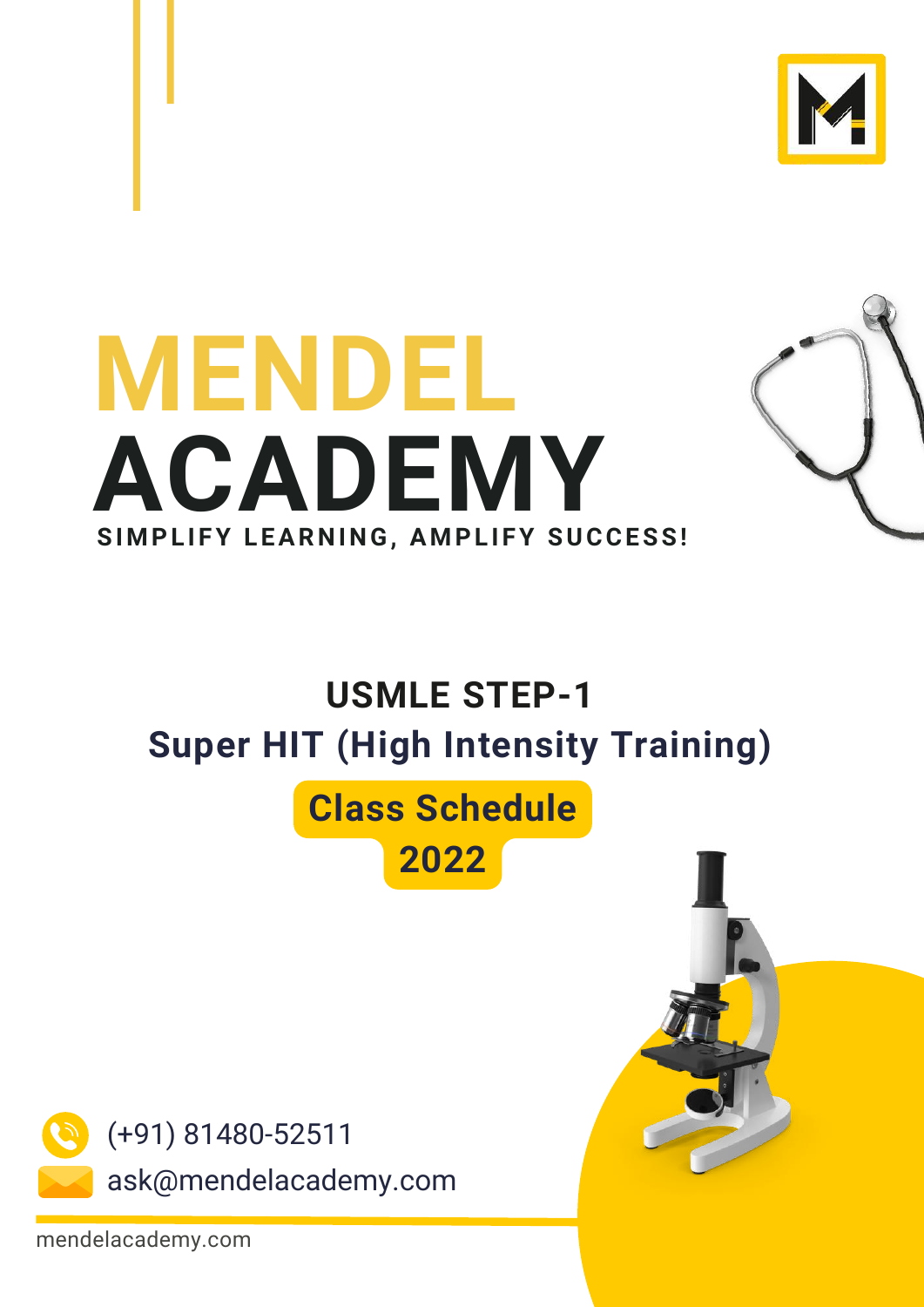# MENDEL ACADEMY

**SIMPLIFY LEARNING, AMPLIFY SUCCESS!**

## USMLE STEP-1

## Super HIT (High Intensity Training)

**Class Schedule**

**2022**

(+91) 81480-52511

ask@mendelacademy.com

mendelacademy.com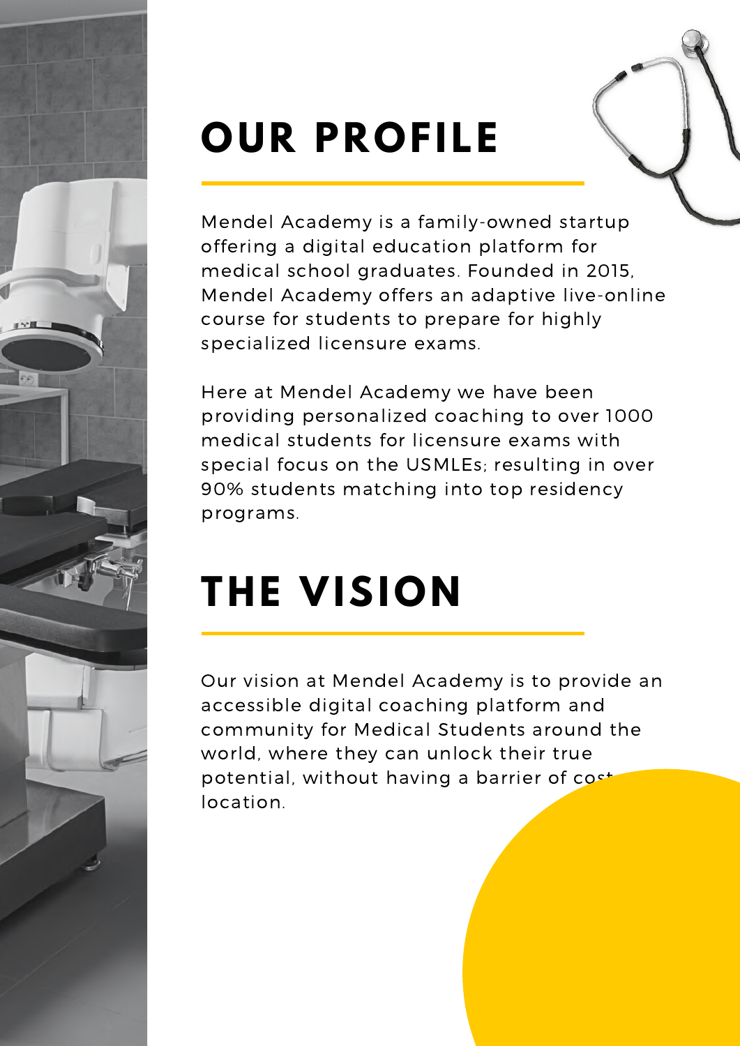# OUR PROFILE

Mendel Academy is a family-owned startup offering a digital education platform for medical school graduates. Founded in 2015, Mendel Academy offers an adaptive live-online course for students to prepare for highly specialized licensure exams.

Here at Mendel Academy we have been providing personalized coaching to over 1000 medical students for licensure exams with special focus on the USMLEs; resulting in over 90% students matching into top residency programs.

# THE VISION

Our vision at Mendel Academy is to provide an accessible digital coaching platform and community for Medical Students around the world, where they can unlock their true potential, without having a barrier of cost location.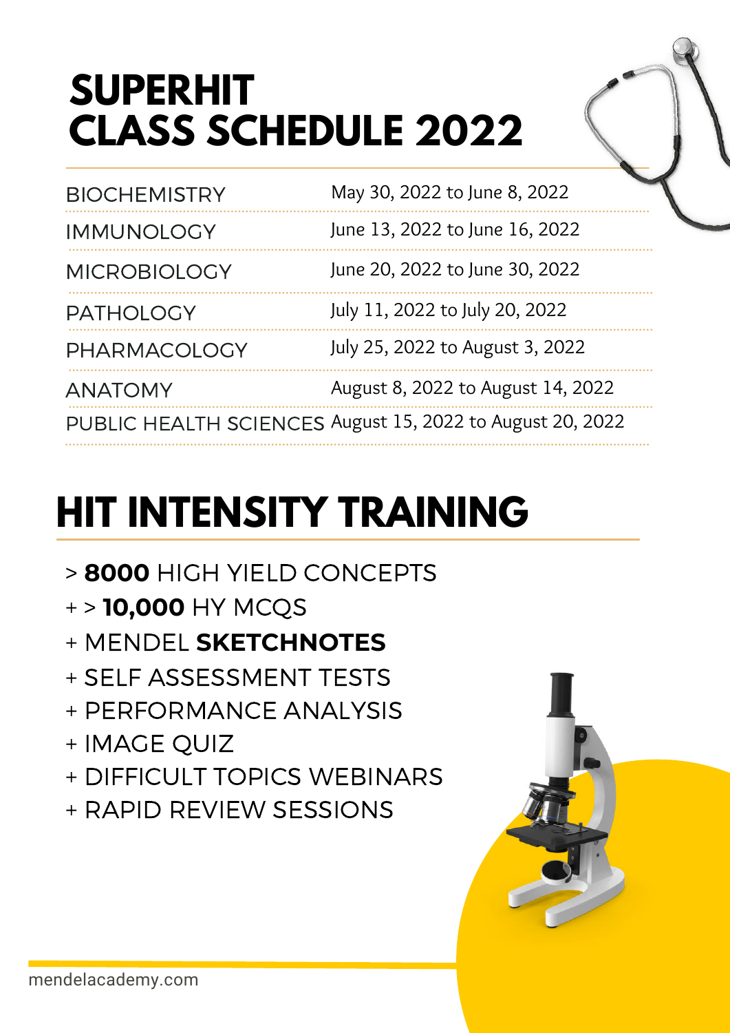# SUPERHIT CLASS SCHEDULE 2022

| | |
|---|---|
| BIOCHEMISTRY | May 30, 2022 to June 8, 2022 |
| IMMUNOLOGY | June 13, 2022 to June 16, 2022 |
| MICROBIOLOGY | June 20, 2022 to June 30, 2022 |
| PATHOLOGY | July 11, 2022 to July 20, 2022 |
| PHARMACOLOGY | July 25, 2022 to August 3, 2022 |
| ANATOMY | August 8, 2022 to August 14, 2022 |
| PUBLIC HEALTH SCIENCES | August 15, 2022 to August 20, 2022 |

# HIT INTENSITY TRAINING

> **8000** HIGH YIELD CONCEPTS
+ > **10,000** HY MCQS
+ MENDEL **SKETCHNOTES**
+ SELF ASSESSMENT TESTS
+ PERFORMANCE ANALYSIS
+ IMAGE QUIZ
+ DIFFICULT TOPICS WEBINARS
+ RAPID REVIEW SESSIONS

mendelacademy.com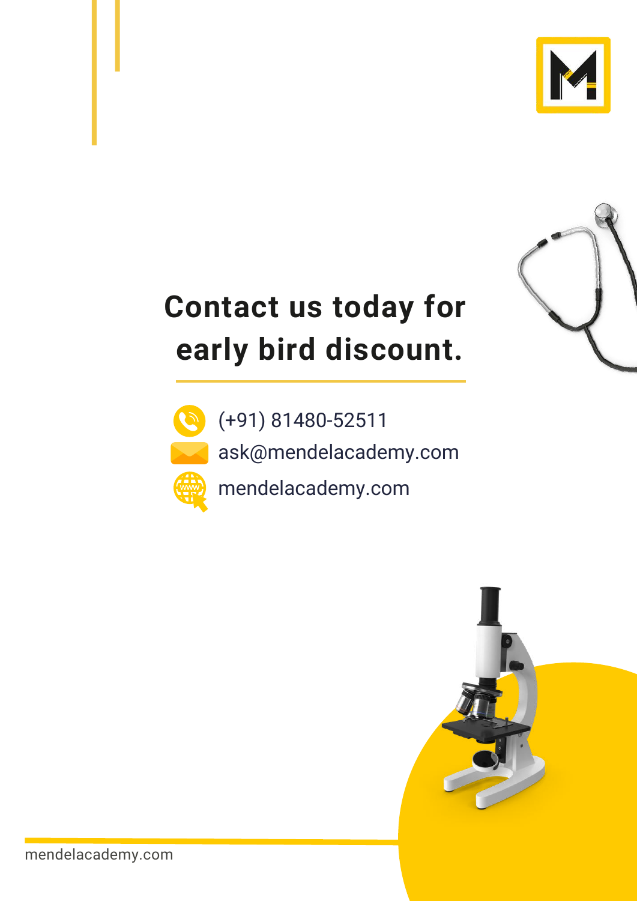## Contact us today for early bird discount.

(+91) 81480-52511

ask@mendelacademy.com

mendelacademy.com